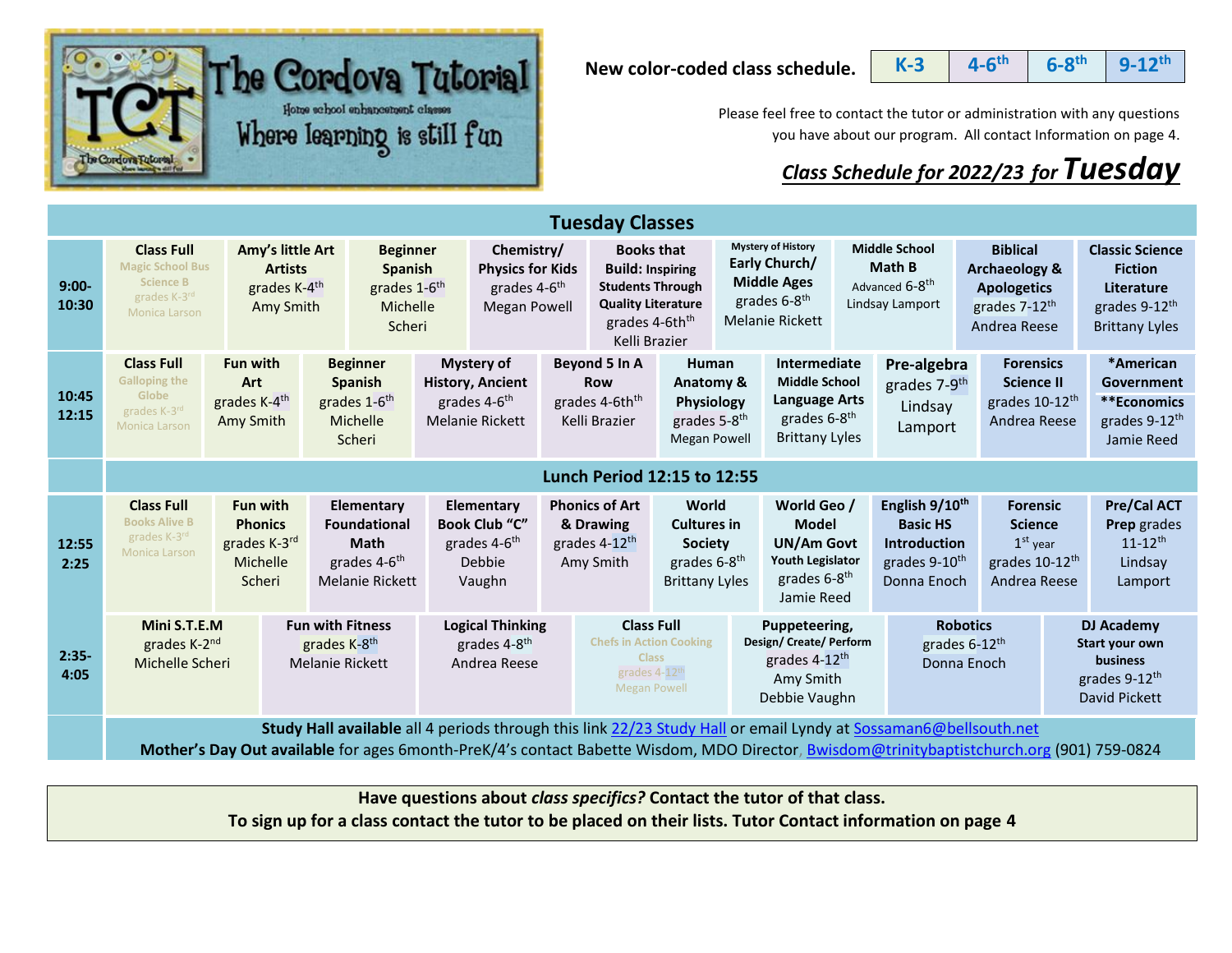# The Cordova Tutorial

Home school enhancement classes

Where learning is still fun

**New color-coded class schedule.**

| K-3 | 4-6th | 6-8th | 9-12th |
|---|---|---|---|

Please feel free to contact the tutor or administration with any questions you have about our program. All contact Information on page 4.

## *Class Schedule for 2022/23 for Tuesday*

### Tuesday Classes

**9:00-10:30**

- **Class Full** Magic School Bus Science B grades K-3rd Monica Larson
- **Amy's little Art Artists** grades K-4th Amy Smith
- **Beginner Spanish** grades 1-6th Michelle Scheri
- **Chemistry/ Physics for Kids** grades 4-6th Megan Powell
- **Books that Build: Inspiring Students Through Quality Literature** grades 4-6th Kelli Brazier
- **Mystery of History Early Church/ Middle Ages** grades 6-8th Melanie Rickett
- **Middle School Math B** Advanced 6-8th Lindsay Lamport
- **Biblical Archaeology & Apologetics** grades 7-12th Andrea Reese
- **Classic Science Fiction Literature** grades 9-12th Brittany Lyles

**10:45-12:15**

- **Class Full** Galloping the Globe grades K-3rd Monica Larson
- **Fun with Art** grades K-4th Amy Smith
- **Beginner Spanish** grades 1-6th Michelle Scheri
- **Mystery of History, Ancient** grades 4-6th Melanie Rickett
- **Beyond 5 In A Row** grades 4-6th Kelli Brazier
- **Human Anatomy & Physiology** grades 5-8th Megan Powell
- **Intermediate Middle School Language Arts** grades 6-8th Brittany Lyles
- **Pre-algebra** grades 7-9th Lindsay Lamport
- **Forensics Science II** grades 10-12th Andrea Reese
- **\*American Government / \*\*Economics** grades 9-12th Jamie Reed

**Lunch Period 12:15 to 12:55**

**12:55-2:25**

- **Class Full** Books Alive B grades K-3rd Monica Larson
- **Fun with Phonics** grades K-3rd Michelle Scheri
- **Elementary Foundational Math** grades 4-6th Melanie Rickett
- **Elementary Book Club "C"** grades 4-6th Debbie Vaughn
- **Phonics of Art & Drawing** grades 4-12th Amy Smith
- **World Cultures in Society** grades 6-8th Brittany Lyles
- **World Geo / Model UN/Am Govt Youth Legislator** grades 6-8th Jamie Reed
- **English 9/10th Basic HS Introduction** grades 9-10th Donna Enoch
- **Forensic Science** 1st year grades 10-12th Andrea Reese
- **Pre/Cal ACT Prep** grades 11-12th Lindsay Lamport

**2:35-4:05**

- **Mini S.T.E.M** grades K-2nd Michelle Scheri
- **Fun with Fitness** grades K-8th Melanie Rickett
- **Logical Thinking** grades 4-8th Andrea Reese
- **Class Full** Chefs in Action Cooking Class grades 4-12th Megan Powell
- **Puppeteering, Design/ Create/ Perform** grades 4-12th Amy Smith, Debbie Vaughn
- **Robotics** grades 6-12th Donna Enoch
- **DJ Academy Start your own business** grades 9-12th David Pickett

**Study Hall available** all 4 periods through this link [22/23 Study Hall] or email Lyndy at Sossaman6@bellsouth.net

**Mother's Day Out available** for ages 6month-PreK/4's contact Babette Wisdom, MDO Director, Bwisdom@trinitybaptistchurch.org (901) 759-0824

**Have questions about *class specifics?* Contact the tutor of that class.**
**To sign up for a class contact the tutor to be placed on their lists. Tutor Contact information on page 4**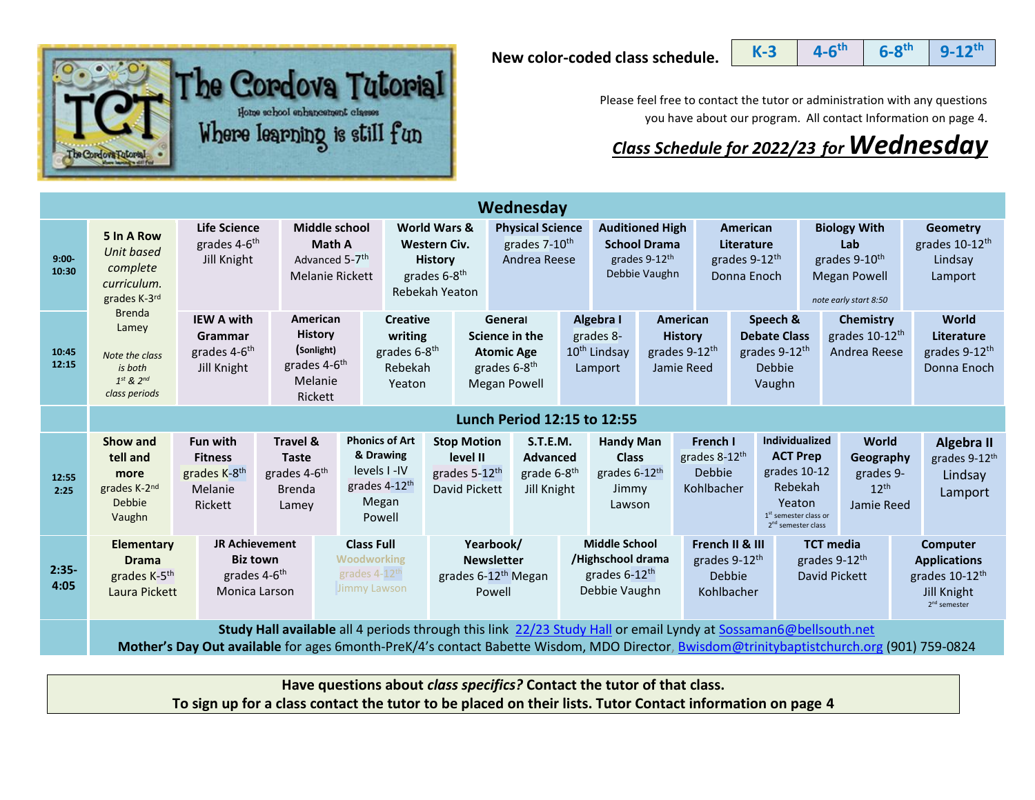# The Cordova Tutorial

Home school enhancement classes

Where learning is still fun

**New color-coded class schedule.**

| K-3 | 4-6th | 6-8th | 9-12th |
|---|---|---|---|

Please feel free to contact the tutor or administration with any questions you have about our program. All contact Information on page 4.

## *Class Schedule for 2022/23 for* **Wednesday**

### Wednesday

**9:00-10:30**

- **5 In A Row** *Unit based complete curriculum.* grades K-3rd, Brenda Lamey — *Note the class is both 1st & 2nd class periods*
- **Life Science** grades 4-6th, Jill Knight
- **Middle school Math A** Advanced 5-7th, Melanie Rickett
- **World Wars & Western Civ. History** grades 6-8th, Rebekah Yeaton
- **Physical Science** grades 7-10th, Andrea Reese
- **Auditioned High School Drama** grades 9-12th, Debbie Vaughn
- **American Literature** grades 9-12th, Donna Enoch
- **Biology With Lab** grades 9-10th, Megan Powell — *note early start 8:50*
- **Geometry** grades 10-12th, Lindsay Lamport

**10:45-12:15**

- **5 In A Row** (continued from 1st period)
- **IEW A with Grammar** grades 4-6th, Jill Knight
- **American History** (Sonlight) grades 4-6th, Melanie Rickett
- **Creative writing** grades 6-8th, Rebekah Yeaton
- **General Science in the Atomic Age** grades 6-8th, Megan Powell
- **Algebra I** grades 8-10th, Lindsay Lamport
- **American History** grades 9-12th, Jamie Reed
- **Speech & Debate Class** grades 9-12th, Debbie Vaughn
- **Chemistry** grades 10-12th, Andrea Reese
- **World Literature** grades 9-12th, Donna Enoch

**Lunch Period 12:15 to 12:55**

**12:55-2:25**

- **Show and tell and more** grades K-2nd, Debbie Vaughn
- **Fun with Fitness** grades K-8th, Melanie Rickett
- **Travel & Taste** grades 4-6th, Brenda Lamey
- **Phonics of Art & Drawing** levels I-IV, grades 4-12th, Megan Powell
- **Stop Motion level II** grades 5-12th, David Pickett
- **S.T.E.M. Advanced** grade 6-8th, Jill Knight
- **Handy Man Class** grades 6-12th, Jimmy Lawson
- **French I** grades 8-12th, Debbie Kohlbacher
- **Individualized ACT Prep** grades 10-12, Rebekah Yeaton — 1st semester class or 2nd semester class
- **World Geography** grades 9-12th, Jamie Reed
- **Algebra II** grades 9-12th, Lindsay Lamport

**2:35-4:05**

- **Elementary Drama** grades K-5th, Laura Pickett
- **JR Achievement Biz town** grades 4-6th, Monica Larson
- **Class Full** — Woodworking, grades 4-12th, Jimmy Lawson
- **Yearbook/ Newsletter** grades 6-12th, Megan Powell
- **Middle School /Highschool drama** grades 6-12th, Debbie Vaughn
- **French II & III** grades 9-12th, Debbie Kohlbacher
- **TCT media** grades 9-12th, David Pickett
- **Computer Applications** grades 10-12th, Jill Knight — 2nd semester

**Study Hall available** all 4 periods through this link 22/23 Study Hall or email Lyndy at Sossaman6@bellsouth.net

**Mother's Day Out available** for ages 6month-PreK/4's contact Babette Wisdom, MDO Director, Bwisdom@trinitybaptistchurch.org (901) 759-0824

**Have questions about *class specifics?* Contact the tutor of that class.**
**To sign up for a class contact the tutor to be placed on their lists. Tutor Contact information on page 4**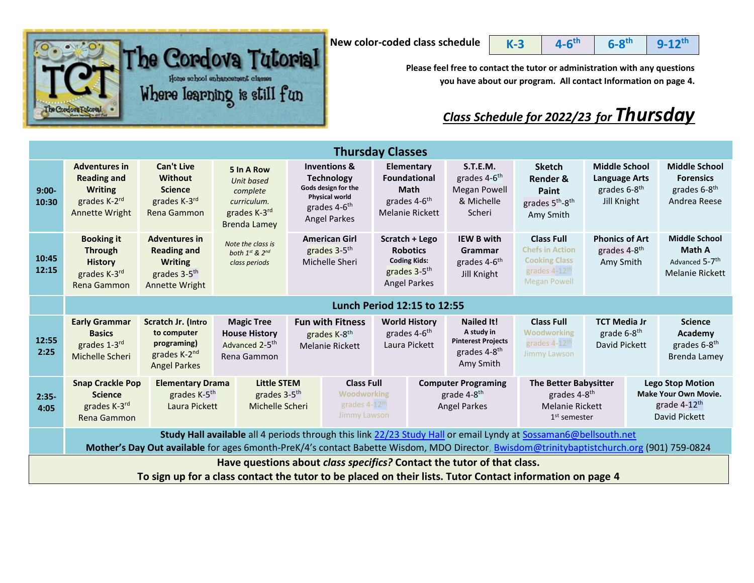The Cordova Tutorial
Home school enhancement classes
Where learning is still fun

New color-coded class schedule

| K-3 | 4-6th | 6-8th | 9-12th |
|---|---|---|---|

Please feel free to contact the tutor or administration with any questions you have about our program. All contact Information on page 4.

## *Class Schedule for 2022/23 for Thursday*

| Thursday Classes | | | | | | | | | |
|---|---|---|---|---|---|---|---|---|---|
| **9:00-10:30** | **Adventures in Reading and Writing** grades K-2rd Annette Wright | **Can't Live Without Science** grades K-3rd Rena Gammon | **5 In A Row** *Unit based complete curriculum.* grades K-3rd Brenda Lamey | **Inventions & Technology** **Gods design for the Physical world** grades 4-6th Angel Parkes | **Elementary Foundational Math** grades 4-6th Melanie Rickett | **S.T.E.M.** grades 4-6th Megan Powell & Michelle Scheri | **Sketch Render & Paint** grades 5th-8th Amy Smith | **Middle School Language Arts** grades 6-8th Jill Knight | **Middle School Forensics** grades 6-8th Andrea Reese |
| **10:45 12:15** | **Booking it Through History** grades K-3rd Rena Gammon | **Adventures in Reading and Writing** grades 3-5th Annette Wright | *Note the class is both 1st & 2nd class periods* | **American Girl** grades 3-5th Michelle Sheri | **Scratch + Lego Robotics** **Coding Kids:** grades 3-5th Angel Parkes | **IEW B with Grammar** grades 4-6th Jill Knight | **Class Full** Chefs in Action Cooking Class grades 4-12th Megan Powell | **Phonics of Art** grades 4-8th Amy Smith | **Middle School Math A** Advanced 5-7th Melanie Rickett |
| | **Lunch Period 12:15 to 12:55** | | | | | | | | |
| **12:55 2:25** | **Early Grammar Basics** grades 1-3rd Michelle Scheri | **Scratch Jr. (Intro to computer programing)** grades K-2nd Angel Parkes | **Magic Tree House History** Advanced 2-5th Rena Gammon | **Fun with Fitness** grades K-8th Melanie Rickett | **World History** grades 4-6th Laura Pickett | **Nailed It!** **A study in Pinterest Projects** grades 4-8th Amy Smith | **Class Full** Woodworking grades 4-12th Jimmy Lawson | **TCT Media Jr** grade 6-8th David Pickett | **Science Academy** grades 6-8th Brenda Lamey |
| **2:35-4:05** | **Snap Crackle Pop Science** grades K-3rd Rena Gammon | **Elementary Drama** grades K-5th Laura Pickett | **Little STEM** grades 3-5th Michelle Scheri | **Class Full** Woodworking grades 4-12th Jimmy Lawson | **Computer Programing** grade 4-8th Angel Parkes | **The Better Babysitter** grades 4-8th Melanie Rickett 1st semester | **Lego Stop Motion** **Make Your Own Movie.** grade 4-12th David Pickett | | |

**Study Hall available** all 4 periods through this link 22/23 Study Hall or email Lyndy at Sossaman6@bellsouth.net
**Mother's Day Out available** for ages 6month-PreK/4's contact Babette Wisdom, MDO Director, Bwisdom@trinitybaptistchurch.org (901) 759-0824

**Have questions about *class specifics?* Contact the tutor of that class.**
**To sign up for a class contact the tutor to be placed on their lists. Tutor Contact information on page 4**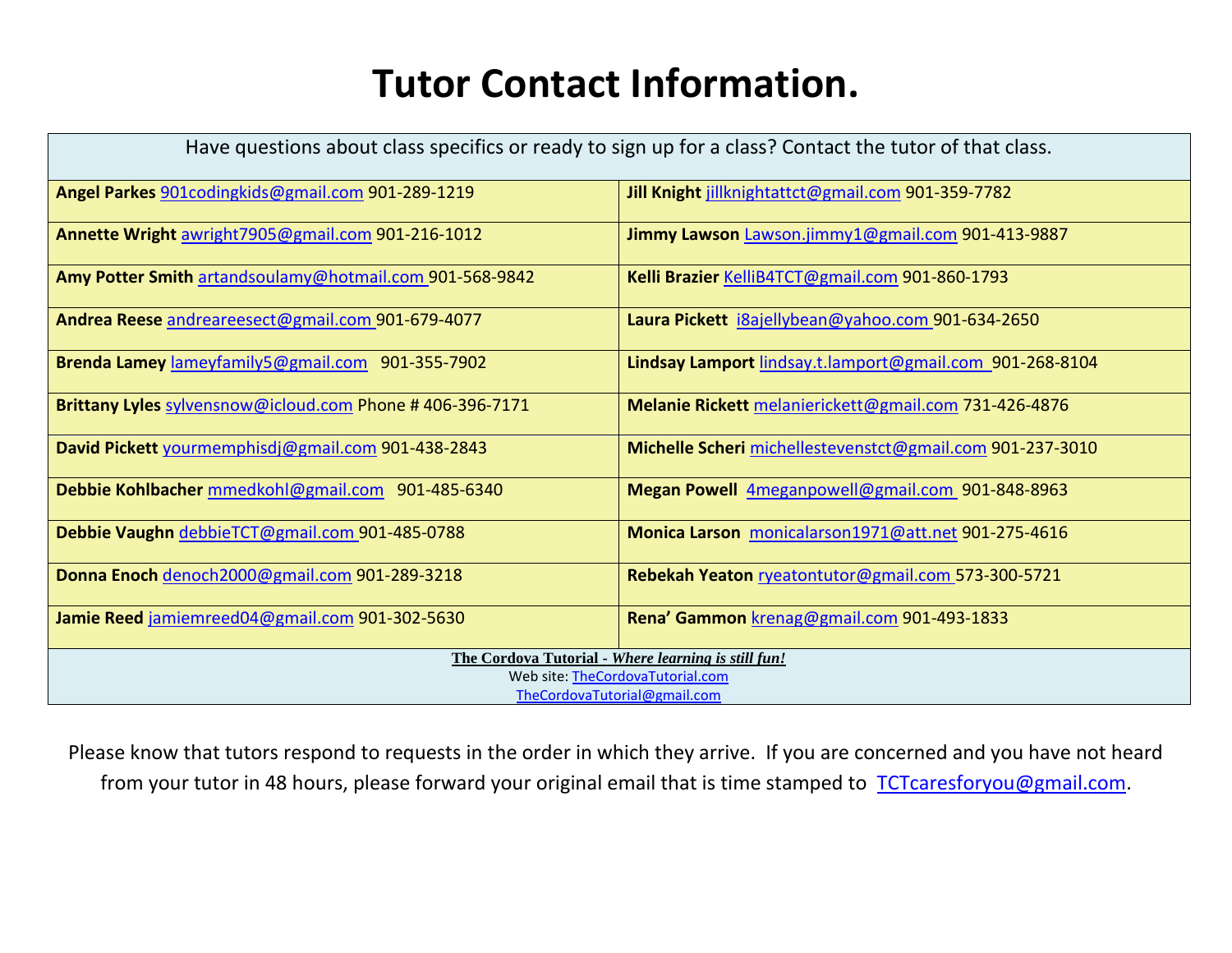# Tutor Contact Information.

| Have questions about class specifics or ready to sign up for a class? Contact the tutor of that class. | |
|---|---|
| **Angel Parkes** 901codingkids@gmail.com 901-289-1219 | **Jill Knight** jillknightattct@gmail.com 901-359-7782 |
| **Annette Wright** awright7905@gmail.com 901-216-1012 | **Jimmy Lawson** Lawson.jimmy1@gmail.com 901-413-9887 |
| **Amy Potter Smith** artandsoulamy@hotmail.com 901-568-9842 | **Kelli Brazier** KelliB4TCT@gmail.com 901-860-1793 |
| **Andrea Reese** andreareesect@gmail.com 901-679-4077 | **Laura Pickett** i8ajellybean@yahoo.com 901-634-2650 |
| **Brenda Lamey** lameyfamily5@gmail.com 901-355-7902 | **Lindsay Lamport** lindsay.t.lamport@gmail.com 901-268-8104 |
| **Brittany Lyles** sylvensnow@icloud.com Phone # 406-396-7171 | **Melanie Rickett** melanierickett@gmail.com 731-426-4876 |
| **David Pickett** yourmemphisdj@gmail.com 901-438-2843 | **Michelle Scheri** michellestevenstct@gmail.com 901-237-3010 |
| **Debbie Kohlbacher** mmedkohl@gmail.com 901-485-6340 | **Megan Powell** 4meganpowell@gmail.com 901-848-8963 |
| **Debbie Vaughn** debbieTCT@gmail.com 901-485-0788 | **Monica Larson** monicalarson1971@att.net 901-275-4616 |
| **Donna Enoch** denoch2000@gmail.com 901-289-3218 | **Rebekah Yeaton** ryeatontutor@gmail.com 573-300-5721 |
| **Jamie Reed** jamiemreed04@gmail.com 901-302-5630 | **Rena' Gammon** krenag@gmail.com 901-493-1833 |

**The Cordova Tutorial** - ***Where learning is still fun!***
Web site: TheCordovaTutorial.com
TheCordovaTutorial@gmail.com

Please know that tutors respond to requests in the order in which they arrive. If you are concerned and you have not heard from your tutor in 48 hours, please forward your original email that is time stamped to TCTcaresforyou@gmail.com.